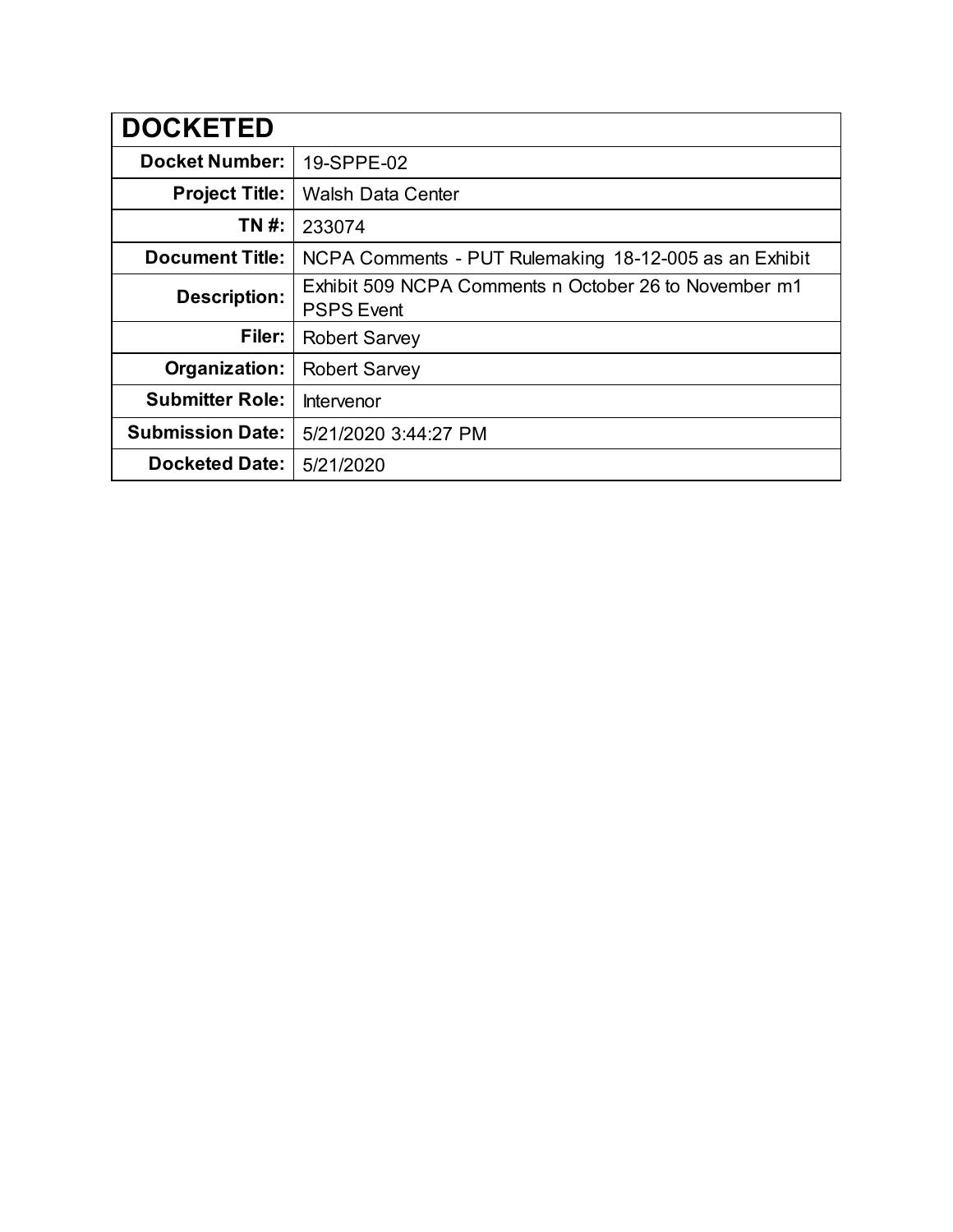| **DOCKETED** | |
|---:|---|
| **Docket Number:** | 19-SPPE-02 |
| **Project Title:** | Walsh Data Center |
| **TN #:** | 233074 |
| **Document Title:** | NCPA Comments - PUT Rulemaking 18-12-005 as an Exhibit |
| **Description:** | Exhibit 509 NCPA Comments n October 26 to November m1 PSPS Event |
| **Filer:** | Robert Sarvey |
| **Organization:** | Robert Sarvey |
| **Submitter Role:** | Intervenor |
| **Submission Date:** | 5/21/2020 3:44:27 PM |
| **Docketed Date:** | 5/21/2020 |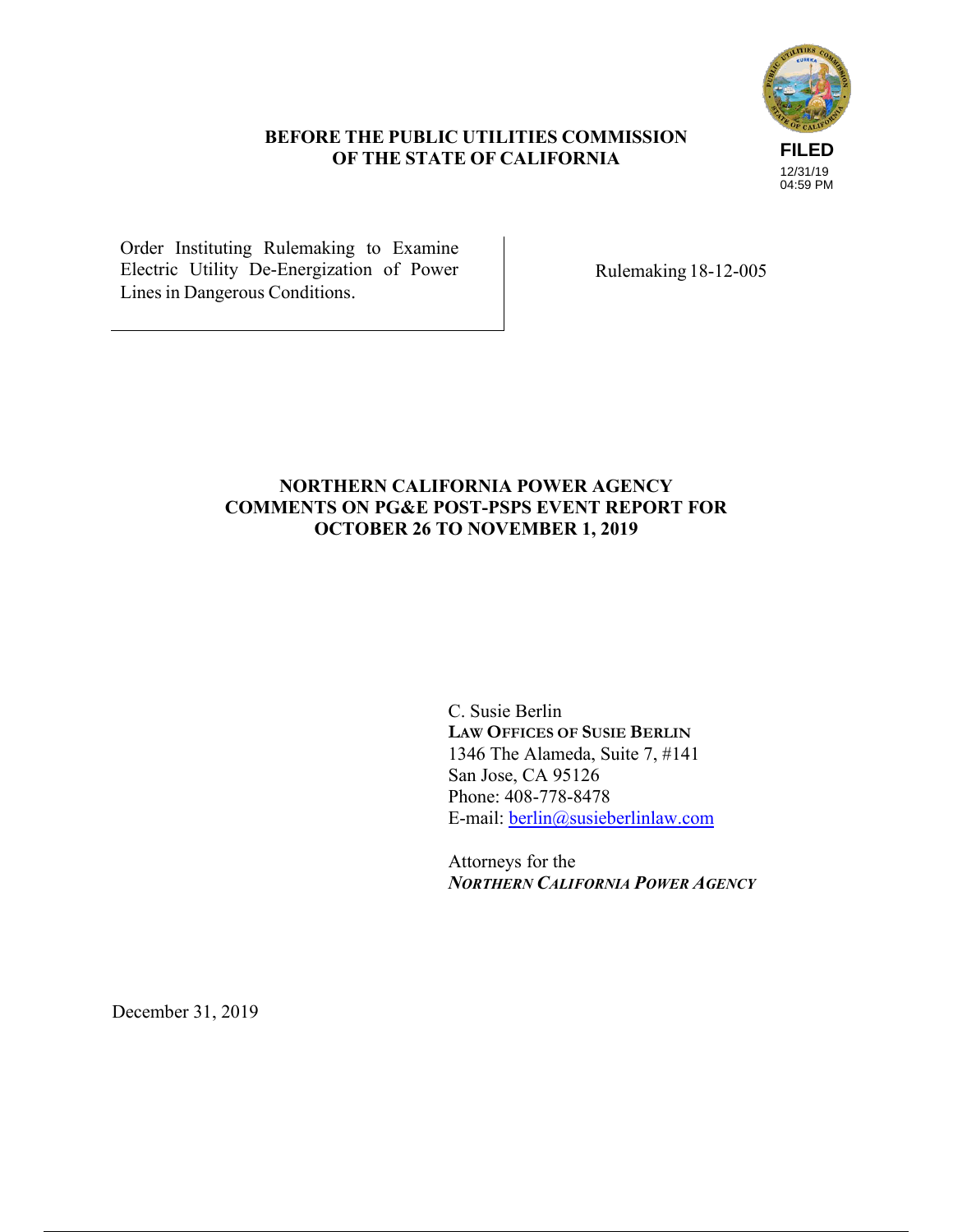**BEFORE THE PUBLIC UTILITIES COMMISSION OF THE STATE OF CALIFORNIA**

FILED
12/31/19
04:59 PM

| Order Instituting Rulemaking to Examine Electric Utility De-Energization of Power Lines in Dangerous Conditions. | Rulemaking 18-12-005 |
|---|---|

# NORTHERN CALIFORNIA POWER AGENCY COMMENTS ON PG&E POST-PSPS EVENT REPORT FOR OCTOBER 26 TO NOVEMBER 1, 2019

C. Susie Berlin
**LAW OFFICES OF SUSIE BERLIN**
1346 The Alameda, Suite 7, #141
San Jose, CA 95126
Phone: 408-778-8478
E-mail: berlin@susieberlinlaw.com

Attorneys for the
***NORTHERN CALIFORNIA POWER AGENCY***

December 31, 2019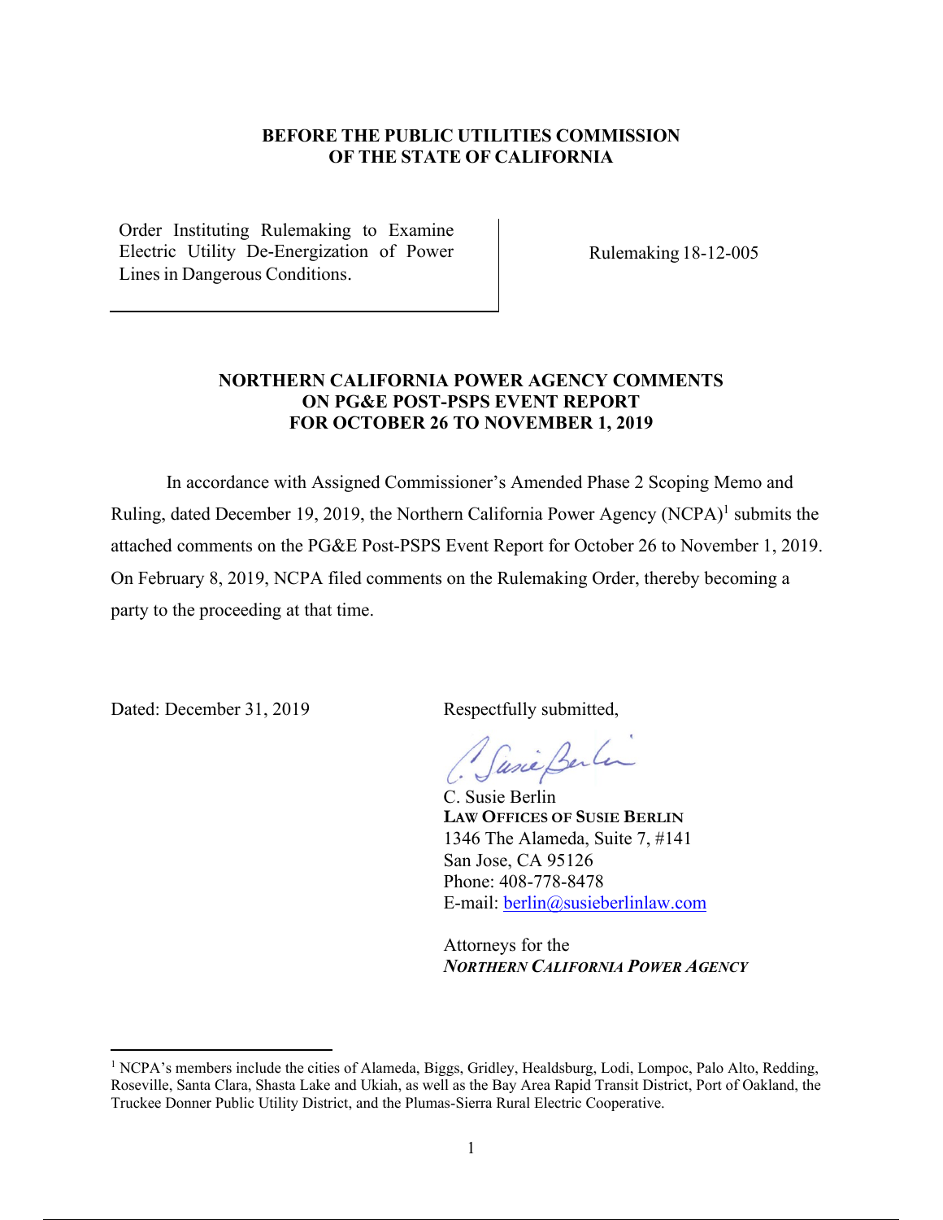**BEFORE THE PUBLIC UTILITIES COMMISSION**
**OF THE STATE OF CALIFORNIA**

| Order Instituting Rulemaking to Examine Electric Utility De-Energization of Power Lines in Dangerous Conditions. | Rulemaking 18-12-005 |
| --- | --- |

**NORTHERN CALIFORNIA POWER AGENCY COMMENTS**
**ON PG&E POST-PSPS EVENT REPORT**
**FOR OCTOBER 26 TO NOVEMBER 1, 2019**

In accordance with Assigned Commissioner's Amended Phase 2 Scoping Memo and Ruling, dated December 19, 2019, the Northern California Power Agency (NCPA)[1] submits the attached comments on the PG&E Post-PSPS Event Report for October 26 to November 1, 2019. On February 8, 2019, NCPA filed comments on the Rulemaking Order, thereby becoming a party to the proceeding at that time.

Dated: December 31, 2019

Respectfully submitted,

C. Susie Berlin
**LAW OFFICES OF SUSIE BERLIN**
1346 The Alameda, Suite 7, #141
San Jose, CA 95126
Phone: 408-778-8478
E-mail: berlin@susieberlinlaw.com

Attorneys for the
***NORTHERN CALIFORNIA POWER AGENCY***

---

[1] NCPA's members include the cities of Alameda, Biggs, Gridley, Healdsburg, Lodi, Lompoc, Palo Alto, Redding, Roseville, Santa Clara, Shasta Lake and Ukiah, as well as the Bay Area Rapid Transit District, Port of Oakland, the Truckee Donner Public Utility District, and the Plumas-Sierra Rural Electric Cooperative.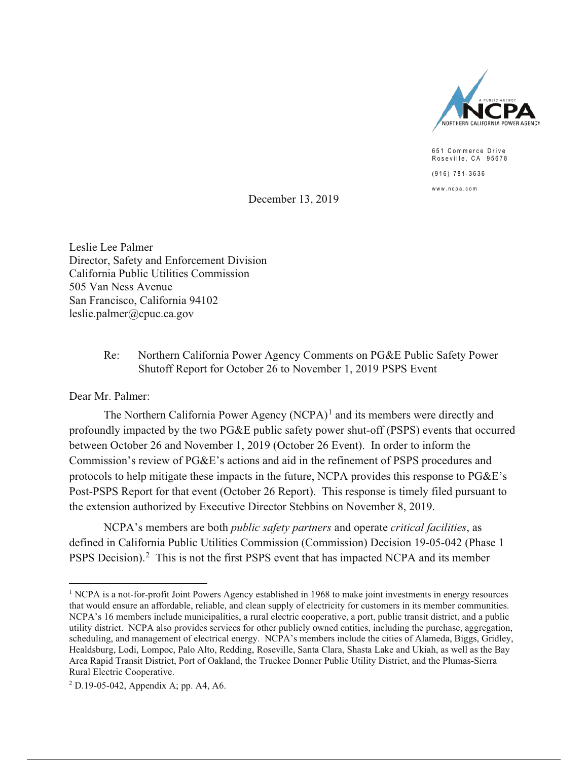651 Commerce Drive
Roseville, CA 95678

(916) 781-3636

www.ncpa.com

December 13, 2019

Leslie Lee Palmer
Director, Safety and Enforcement Division
California Public Utilities Commission
505 Van Ness Avenue
San Francisco, California 94102
leslie.palmer@cpuc.ca.gov

Re: Northern California Power Agency Comments on PG&E Public Safety Power Shutoff Report for October 26 to November 1, 2019 PSPS Event

Dear Mr. Palmer:

The Northern California Power Agency (NCPA)[1] and its members were directly and profoundly impacted by the two PG&E public safety power shut-off (PSPS) events that occurred between October 26 and November 1, 2019 (October 26 Event). In order to inform the Commission's review of PG&E's actions and aid in the refinement of PSPS procedures and protocols to help mitigate these impacts in the future, NCPA provides this response to PG&E's Post-PSPS Report for that event (October 26 Report). This response is timely filed pursuant to the extension authorized by Executive Director Stebbins on November 8, 2019.

NCPA's members are both *public safety partners* and operate *critical facilities*, as defined in California Public Utilities Commission (Commission) Decision 19-05-042 (Phase 1 PSPS Decision).[2] This is not the first PSPS event that has impacted NCPA and its member

---

[1] NCPA is a not-for-profit Joint Powers Agency established in 1968 to make joint investments in energy resources that would ensure an affordable, reliable, and clean supply of electricity for customers in its member communities. NCPA's 16 members include municipalities, a rural electric cooperative, a port, public transit district, and a public utility district. NCPA also provides services for other publicly owned entities, including the purchase, aggregation, scheduling, and management of electrical energy. NCPA's members include the cities of Alameda, Biggs, Gridley, Healdsburg, Lodi, Lompoc, Palo Alto, Redding, Roseville, Santa Clara, Shasta Lake and Ukiah, as well as the Bay Area Rapid Transit District, Port of Oakland, the Truckee Donner Public Utility District, and the Plumas-Sierra Rural Electric Cooperative.

[2] D.19-05-042, Appendix A; pp. A4, A6.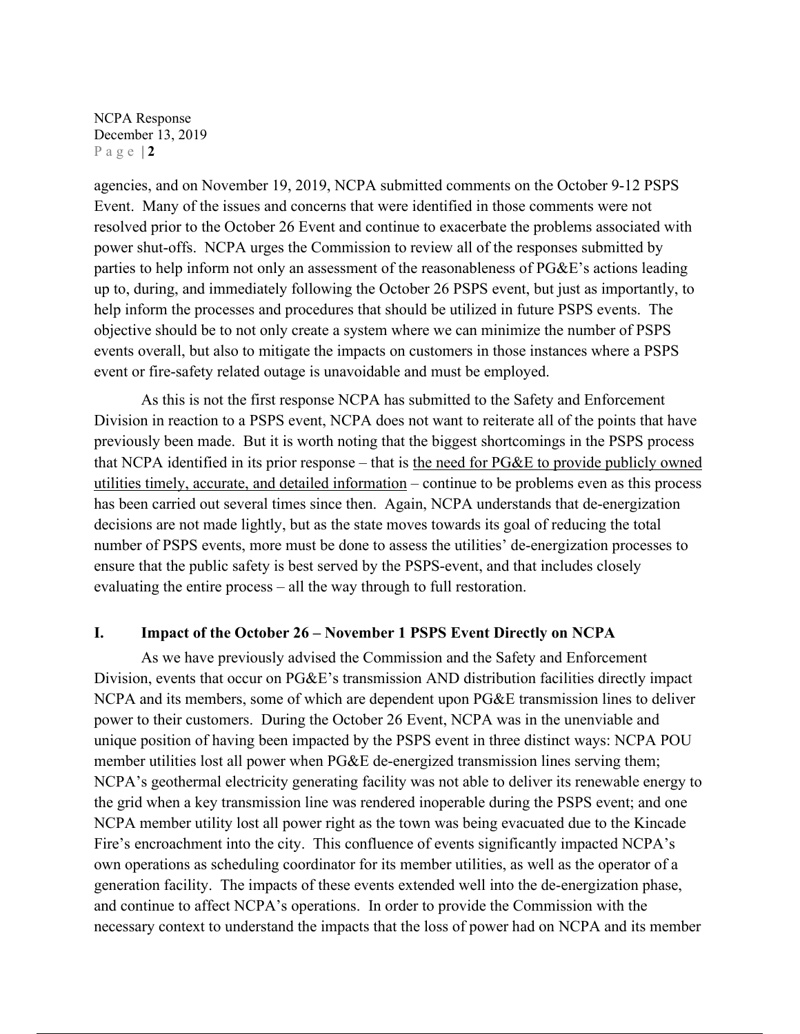agencies, and on November 19, 2019, NCPA submitted comments on the October 9-12 PSPS Event. Many of the issues and concerns that were identified in those comments were not resolved prior to the October 26 Event and continue to exacerbate the problems associated with power shut-offs. NCPA urges the Commission to review all of the responses submitted by parties to help inform not only an assessment of the reasonableness of PG&E's actions leading up to, during, and immediately following the October 26 PSPS event, but just as importantly, to help inform the processes and procedures that should be utilized in future PSPS events. The objective should be to not only create a system where we can minimize the number of PSPS events overall, but also to mitigate the impacts on customers in those instances where a PSPS event or fire-safety related outage is unavoidable and must be employed.

As this is not the first response NCPA has submitted to the Safety and Enforcement Division in reaction to a PSPS event, NCPA does not want to reiterate all of the points that have previously been made. But it is worth noting that the biggest shortcomings in the PSPS process that NCPA identified in its prior response – that is <u>the need for PG&E to provide publicly owned utilities timely, accurate, and detailed information</u> – continue to be problems even as this process has been carried out several times since then. Again, NCPA understands that de-energization decisions are not made lightly, but as the state moves towards its goal of reducing the total number of PSPS events, more must be done to assess the utilities' de-energization processes to ensure that the public safety is best served by the PSPS-event, and that includes closely evaluating the entire process – all the way through to full restoration.

## I. Impact of the October 26 – November 1 PSPS Event Directly on NCPA

As we have previously advised the Commission and the Safety and Enforcement Division, events that occur on PG&E's transmission AND distribution facilities directly impact NCPA and its members, some of which are dependent upon PG&E transmission lines to deliver power to their customers. During the October 26 Event, NCPA was in the unenviable and unique position of having been impacted by the PSPS event in three distinct ways: NCPA POU member utilities lost all power when PG&E de-energized transmission lines serving them; NCPA's geothermal electricity generating facility was not able to deliver its renewable energy to the grid when a key transmission line was rendered inoperable during the PSPS event; and one NCPA member utility lost all power right as the town was being evacuated due to the Kincade Fire's encroachment into the city. This confluence of events significantly impacted NCPA's own operations as scheduling coordinator for its member utilities, as well as the operator of a generation facility. The impacts of these events extended well into the de-energization phase, and continue to affect NCPA's operations. In order to provide the Commission with the necessary context to understand the impacts that the loss of power had on NCPA and its member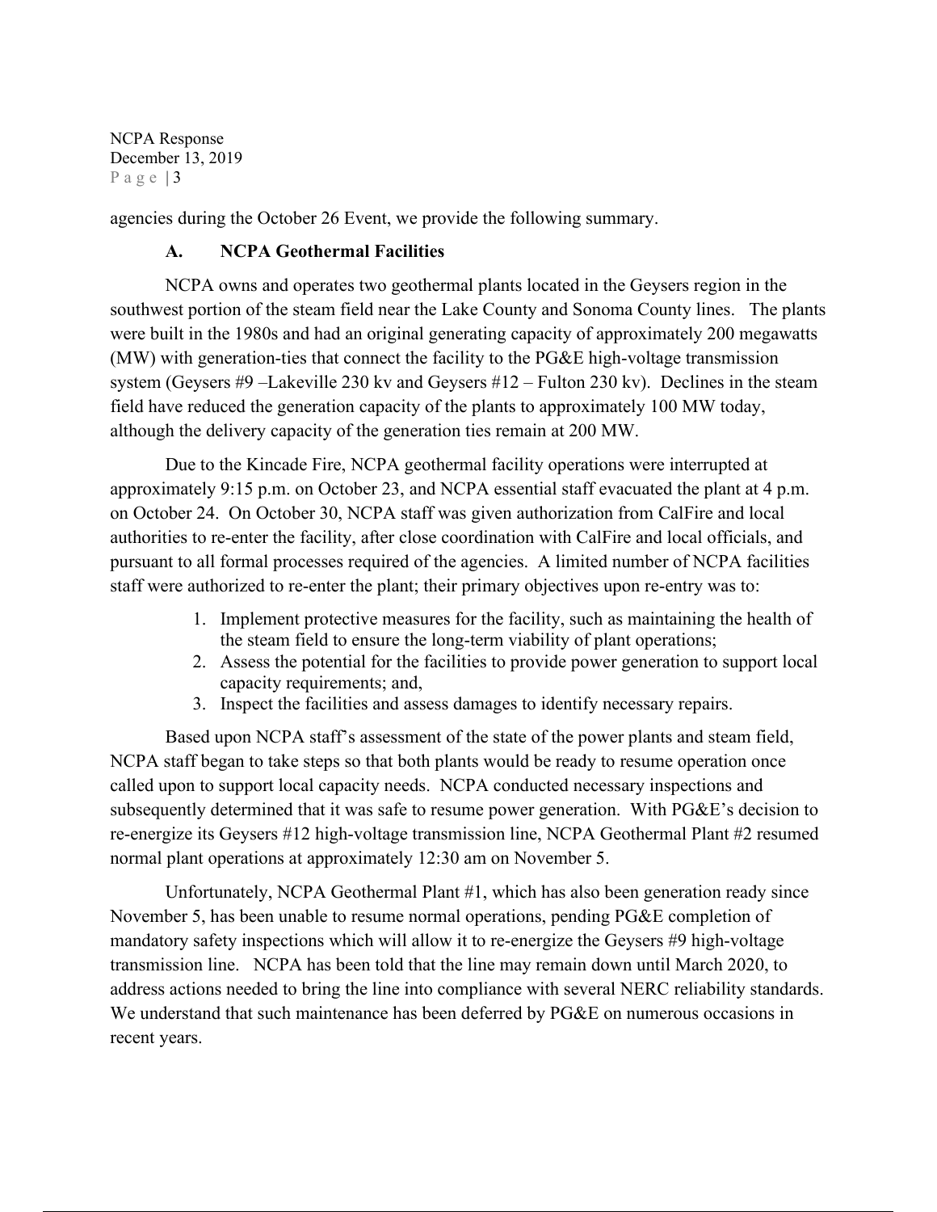agencies during the October 26 Event, we provide the following summary.

### A. NCPA Geothermal Facilities

NCPA owns and operates two geothermal plants located in the Geysers region in the southwest portion of the steam field near the Lake County and Sonoma County lines. The plants were built in the 1980s and had an original generating capacity of approximately 200 megawatts (MW) with generation-ties that connect the facility to the PG&E high-voltage transmission system (Geysers #9 –Lakeville 230 kv and Geysers #12 – Fulton 230 kv). Declines in the steam field have reduced the generation capacity of the plants to approximately 100 MW today, although the delivery capacity of the generation ties remain at 200 MW.

Due to the Kincade Fire, NCPA geothermal facility operations were interrupted at approximately 9:15 p.m. on October 23, and NCPA essential staff evacuated the plant at 4 p.m. on October 24. On October 30, NCPA staff was given authorization from CalFire and local authorities to re-enter the facility, after close coordination with CalFire and local officials, and pursuant to all formal processes required of the agencies. A limited number of NCPA facilities staff were authorized to re-enter the plant; their primary objectives upon re-entry was to:

1. Implement protective measures for the facility, such as maintaining the health of the steam field to ensure the long-term viability of plant operations;
2. Assess the potential for the facilities to provide power generation to support local capacity requirements; and,
3. Inspect the facilities and assess damages to identify necessary repairs.

Based upon NCPA staff's assessment of the state of the power plants and steam field, NCPA staff began to take steps so that both plants would be ready to resume operation once called upon to support local capacity needs. NCPA conducted necessary inspections and subsequently determined that it was safe to resume power generation. With PG&E's decision to re-energize its Geysers #12 high-voltage transmission line, NCPA Geothermal Plant #2 resumed normal plant operations at approximately 12:30 am on November 5.

Unfortunately, NCPA Geothermal Plant #1, which has also been generation ready since November 5, has been unable to resume normal operations, pending PG&E completion of mandatory safety inspections which will allow it to re-energize the Geysers #9 high-voltage transmission line. NCPA has been told that the line may remain down until March 2020, to address actions needed to bring the line into compliance with several NERC reliability standards. We understand that such maintenance has been deferred by PG&E on numerous occasions in recent years.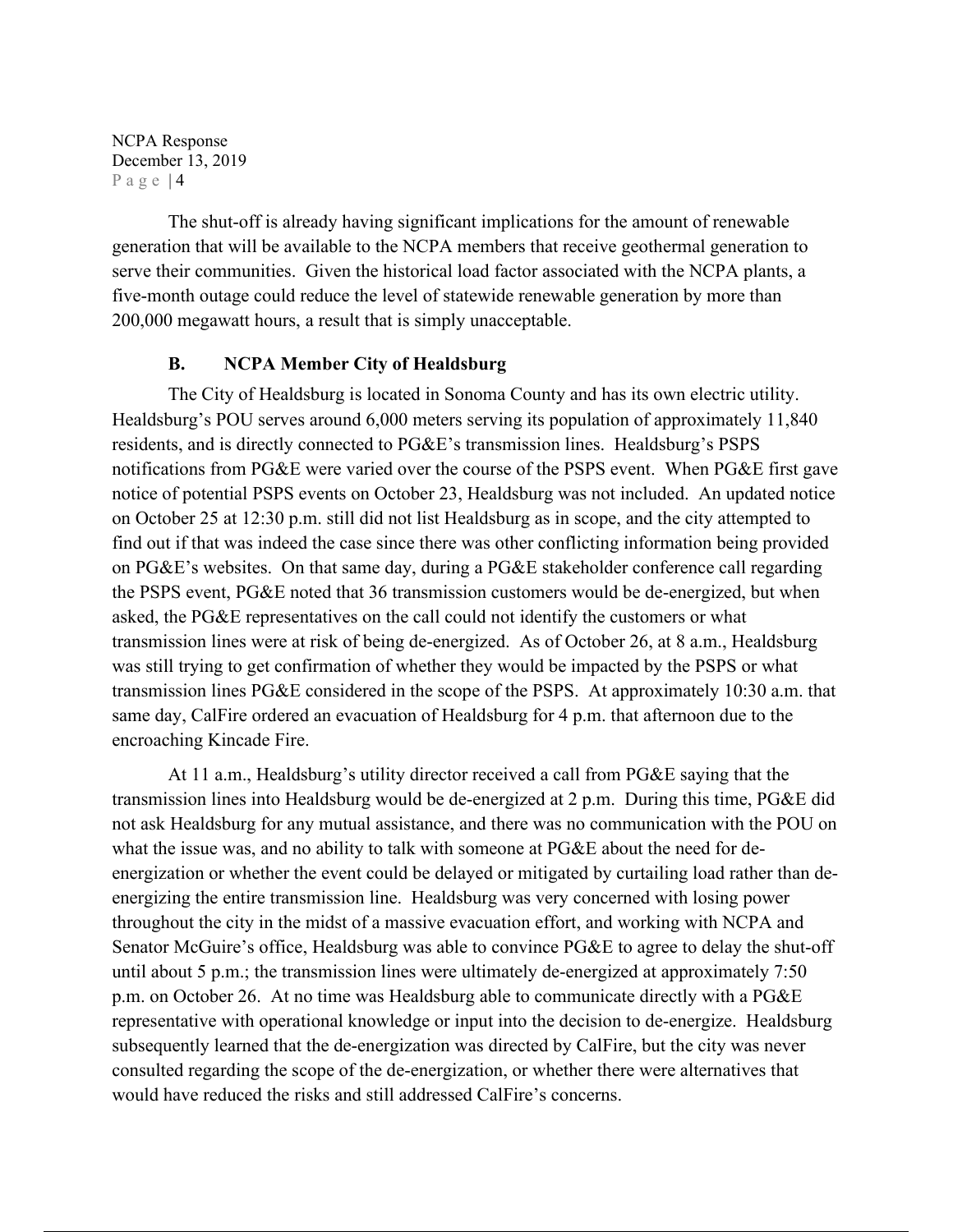The shut-off is already having significant implications for the amount of renewable generation that will be available to the NCPA members that receive geothermal generation to serve their communities. Given the historical load factor associated with the NCPA plants, a five-month outage could reduce the level of statewide renewable generation by more than 200,000 megawatt hours, a result that is simply unacceptable.

### B. NCPA Member City of Healdsburg

The City of Healdsburg is located in Sonoma County and has its own electric utility. Healdsburg's POU serves around 6,000 meters serving its population of approximately 11,840 residents, and is directly connected to PG&E's transmission lines. Healdsburg's PSPS notifications from PG&E were varied over the course of the PSPS event. When PG&E first gave notice of potential PSPS events on October 23, Healdsburg was not included. An updated notice on October 25 at 12:30 p.m. still did not list Healdsburg as in scope, and the city attempted to find out if that was indeed the case since there was other conflicting information being provided on PG&E's websites. On that same day, during a PG&E stakeholder conference call regarding the PSPS event, PG&E noted that 36 transmission customers would be de-energized, but when asked, the PG&E representatives on the call could not identify the customers or what transmission lines were at risk of being de-energized. As of October 26, at 8 a.m., Healdsburg was still trying to get confirmation of whether they would be impacted by the PSPS or what transmission lines PG&E considered in the scope of the PSPS. At approximately 10:30 a.m. that same day, CalFire ordered an evacuation of Healdsburg for 4 p.m. that afternoon due to the encroaching Kincade Fire.

At 11 a.m., Healdsburg's utility director received a call from PG&E saying that the transmission lines into Healdsburg would be de-energized at 2 p.m. During this time, PG&E did not ask Healdsburg for any mutual assistance, and there was no communication with the POU on what the issue was, and no ability to talk with someone at PG&E about the need for de-energization or whether the event could be delayed or mitigated by curtailing load rather than de-energizing the entire transmission line. Healdsburg was very concerned with losing power throughout the city in the midst of a massive evacuation effort, and working with NCPA and Senator McGuire's office, Healdsburg was able to convince PG&E to agree to delay the shut-off until about 5 p.m.; the transmission lines were ultimately de-energized at approximately 7:50 p.m. on October 26. At no time was Healdsburg able to communicate directly with a PG&E representative with operational knowledge or input into the decision to de-energize. Healdsburg subsequently learned that the de-energization was directed by CalFire, but the city was never consulted regarding the scope of the de-energization, or whether there were alternatives that would have reduced the risks and still addressed CalFire's concerns.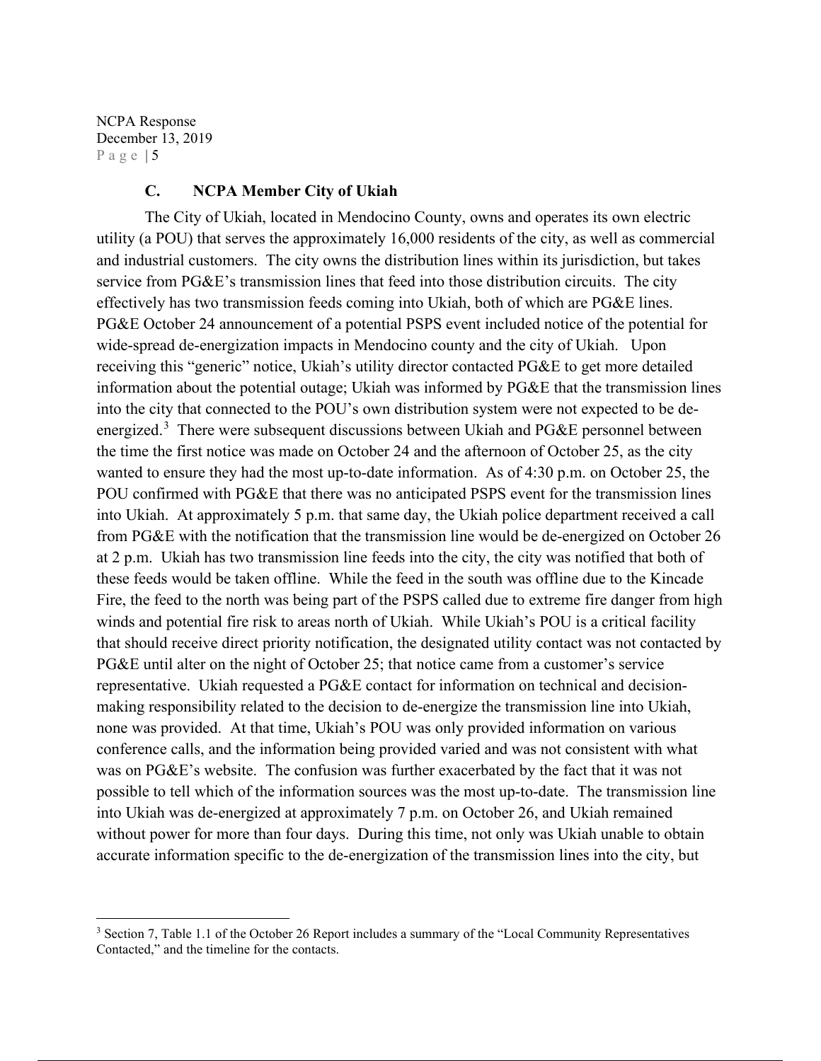### C. NCPA Member City of Ukiah

The City of Ukiah, located in Mendocino County, owns and operates its own electric utility (a POU) that serves the approximately 16,000 residents of the city, as well as commercial and industrial customers. The city owns the distribution lines within its jurisdiction, but takes service from PG&E's transmission lines that feed into those distribution circuits. The city effectively has two transmission feeds coming into Ukiah, both of which are PG&E lines. PG&E October 24 announcement of a potential PSPS event included notice of the potential for wide-spread de-energization impacts in Mendocino county and the city of Ukiah. Upon receiving this "generic" notice, Ukiah's utility director contacted PG&E to get more detailed information about the potential outage; Ukiah was informed by PG&E that the transmission lines into the city that connected to the POU's own distribution system were not expected to be de-energized.[3] There were subsequent discussions between Ukiah and PG&E personnel between the time the first notice was made on October 24 and the afternoon of October 25, as the city wanted to ensure they had the most up-to-date information. As of 4:30 p.m. on October 25, the POU confirmed with PG&E that there was no anticipated PSPS event for the transmission lines into Ukiah. At approximately 5 p.m. that same day, the Ukiah police department received a call from PG&E with the notification that the transmission line would be de-energized on October 26 at 2 p.m. Ukiah has two transmission line feeds into the city, the city was notified that both of these feeds would be taken offline. While the feed in the south was offline due to the Kincade Fire, the feed to the north was being part of the PSPS called due to extreme fire danger from high winds and potential fire risk to areas north of Ukiah. While Ukiah's POU is a critical facility that should receive direct priority notification, the designated utility contact was not contacted by PG&E until alter on the night of October 25; that notice came from a customer's service representative. Ukiah requested a PG&E contact for information on technical and decision-making responsibility related to the decision to de-energize the transmission line into Ukiah, none was provided. At that time, Ukiah's POU was only provided information on various conference calls, and the information being provided varied and was not consistent with what was on PG&E's website. The confusion was further exacerbated by the fact that it was not possible to tell which of the information sources was the most up-to-date. The transmission line into Ukiah was de-energized at approximately 7 p.m. on October 26, and Ukiah remained without power for more than four days. During this time, not only was Ukiah unable to obtain accurate information specific to the de-energization of the transmission lines into the city, but

[3] Section 7, Table 1.1 of the October 26 Report includes a summary of the "Local Community Representatives Contacted," and the timeline for the contacts.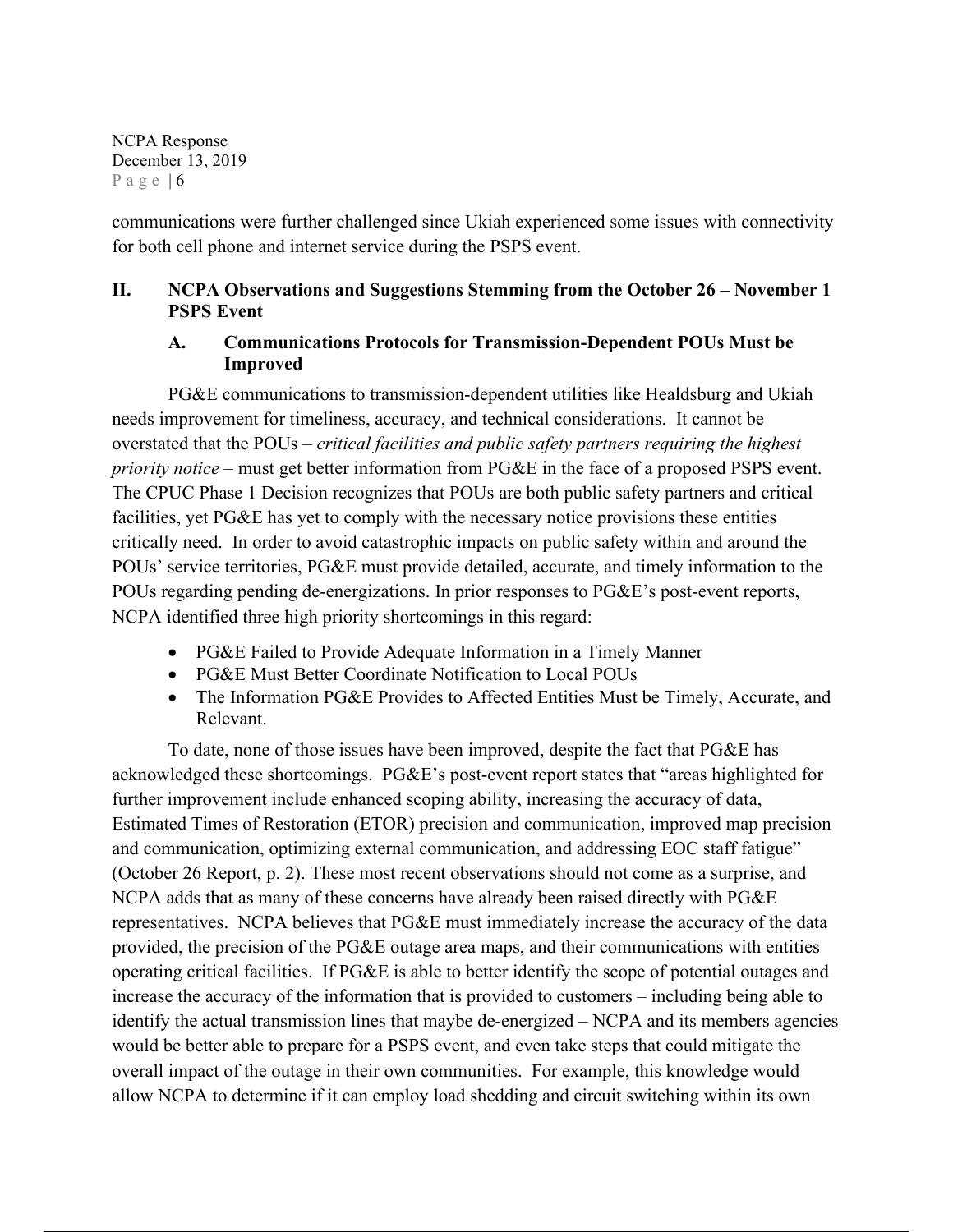communications were further challenged since Ukiah experienced some issues with connectivity for both cell phone and internet service during the PSPS event.

## II. NCPA Observations and Suggestions Stemming from the October 26 – November 1 PSPS Event

### A. Communications Protocols for Transmission-Dependent POUs Must be Improved

PG&E communications to transmission-dependent utilities like Healdsburg and Ukiah needs improvement for timeliness, accuracy, and technical considerations. It cannot be overstated that the POUs – *critical facilities and public safety partners requiring the highest priority notice* – must get better information from PG&E in the face of a proposed PSPS event. The CPUC Phase 1 Decision recognizes that POUs are both public safety partners and critical facilities, yet PG&E has yet to comply with the necessary notice provisions these entities critically need. In order to avoid catastrophic impacts on public safety within and around the POUs' service territories, PG&E must provide detailed, accurate, and timely information to the POUs regarding pending de-energizations. In prior responses to PG&E's post-event reports, NCPA identified three high priority shortcomings in this regard:

- PG&E Failed to Provide Adequate Information in a Timely Manner
- PG&E Must Better Coordinate Notification to Local POUs
- The Information PG&E Provides to Affected Entities Must be Timely, Accurate, and Relevant.

To date, none of those issues have been improved, despite the fact that PG&E has acknowledged these shortcomings. PG&E's post-event report states that "areas highlighted for further improvement include enhanced scoping ability, increasing the accuracy of data, Estimated Times of Restoration (ETOR) precision and communication, improved map precision and communication, optimizing external communication, and addressing EOC staff fatigue" (October 26 Report, p. 2). These most recent observations should not come as a surprise, and NCPA adds that as many of these concerns have already been raised directly with PG&E representatives. NCPA believes that PG&E must immediately increase the accuracy of the data provided, the precision of the PG&E outage area maps, and their communications with entities operating critical facilities. If PG&E is able to better identify the scope of potential outages and increase the accuracy of the information that is provided to customers – including being able to identify the actual transmission lines that maybe de-energized – NCPA and its members agencies would be better able to prepare for a PSPS event, and even take steps that could mitigate the overall impact of the outage in their own communities. For example, this knowledge would allow NCPA to determine if it can employ load shedding and circuit switching within its own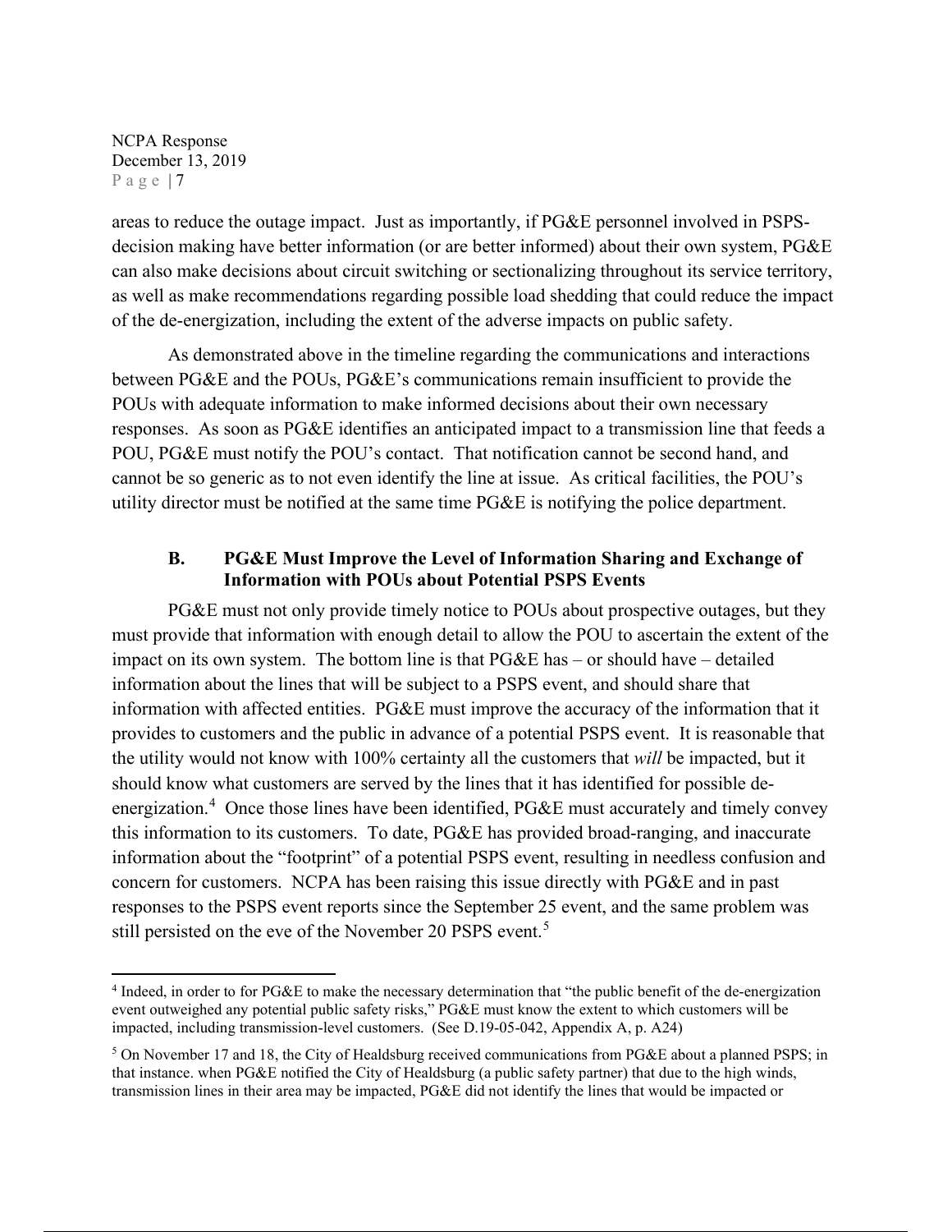areas to reduce the outage impact. Just as importantly, if PG&E personnel involved in PSPS-decision making have better information (or are better informed) about their own system, PG&E can also make decisions about circuit switching or sectionalizing throughout its service territory, as well as make recommendations regarding possible load shedding that could reduce the impact of the de-energization, including the extent of the adverse impacts on public safety.

As demonstrated above in the timeline regarding the communications and interactions between PG&E and the POUs, PG&E's communications remain insufficient to provide the POUs with adequate information to make informed decisions about their own necessary responses. As soon as PG&E identifies an anticipated impact to a transmission line that feeds a POU, PG&E must notify the POU's contact. That notification cannot be second hand, and cannot be so generic as to not even identify the line at issue. As critical facilities, the POU's utility director must be notified at the same time PG&E is notifying the police department.

### B. PG&E Must Improve the Level of Information Sharing and Exchange of Information with POUs about Potential PSPS Events

PG&E must not only provide timely notice to POUs about prospective outages, but they must provide that information with enough detail to allow the POU to ascertain the extent of the impact on its own system. The bottom line is that PG&E has – or should have – detailed information about the lines that will be subject to a PSPS event, and should share that information with affected entities. PG&E must improve the accuracy of the information that it provides to customers and the public in advance of a potential PSPS event. It is reasonable that the utility would not know with 100% certainty all the customers that *will* be impacted, but it should know what customers are served by the lines that it has identified for possible de-energization.[4] Once those lines have been identified, PG&E must accurately and timely convey this information to its customers. To date, PG&E has provided broad-ranging, and inaccurate information about the "footprint" of a potential PSPS event, resulting in needless confusion and concern for customers. NCPA has been raising this issue directly with PG&E and in past responses to the PSPS event reports since the September 25 event, and the same problem was still persisted on the eve of the November 20 PSPS event.[5]

---

[4] Indeed, in order to for PG&E to make the necessary determination that "the public benefit of the de-energization event outweighed any potential public safety risks," PG&E must know the extent to which customers will be impacted, including transmission-level customers. (See D.19-05-042, Appendix A, p. A24)

[5] On November 17 and 18, the City of Healdsburg received communications from PG&E about a planned PSPS; in that instance. when PG&E notified the City of Healdsburg (a public safety partner) that due to the high winds, transmission lines in their area may be impacted, PG&E did not identify the lines that would be impacted or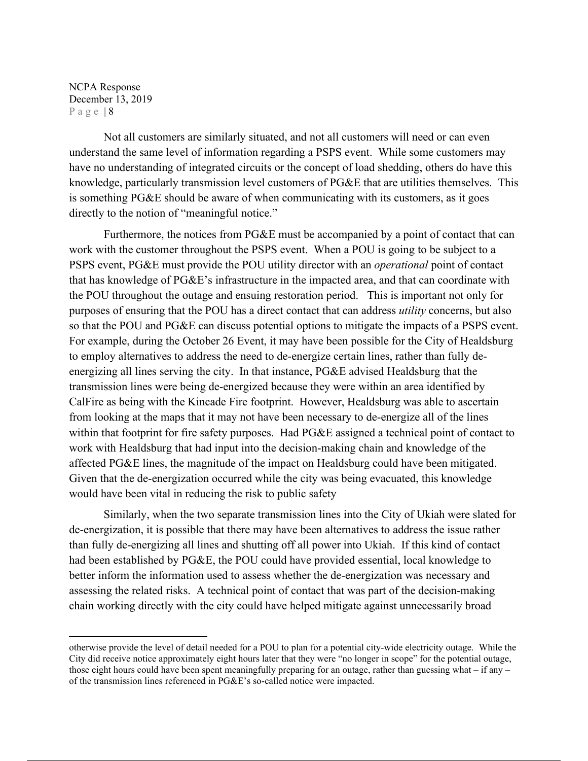Not all customers are similarly situated, and not all customers will need or can even understand the same level of information regarding a PSPS event. While some customers may have no understanding of integrated circuits or the concept of load shedding, others do have this knowledge, particularly transmission level customers of PG&E that are utilities themselves. This is something PG&E should be aware of when communicating with its customers, as it goes directly to the notion of "meaningful notice."

Furthermore, the notices from PG&E must be accompanied by a point of contact that can work with the customer throughout the PSPS event. When a POU is going to be subject to a PSPS event, PG&E must provide the POU utility director with an *operational* point of contact that has knowledge of PG&E's infrastructure in the impacted area, and that can coordinate with the POU throughout the outage and ensuing restoration period. This is important not only for purposes of ensuring that the POU has a direct contact that can address *utility* concerns, but also so that the POU and PG&E can discuss potential options to mitigate the impacts of a PSPS event. For example, during the October 26 Event, it may have been possible for the City of Healdsburg to employ alternatives to address the need to de-energize certain lines, rather than fully de-energizing all lines serving the city. In that instance, PG&E advised Healdsburg that the transmission lines were being de-energized because they were within an area identified by CalFire as being with the Kincade Fire footprint. However, Healdsburg was able to ascertain from looking at the maps that it may not have been necessary to de-energize all of the lines within that footprint for fire safety purposes. Had PG&E assigned a technical point of contact to work with Healdsburg that had input into the decision-making chain and knowledge of the affected PG&E lines, the magnitude of the impact on Healdsburg could have been mitigated. Given that the de-energization occurred while the city was being evacuated, this knowledge would have been vital in reducing the risk to public safety

Similarly, when the two separate transmission lines into the City of Ukiah were slated for de-energization, it is possible that there may have been alternatives to address the issue rather than fully de-energizing all lines and shutting off all power into Ukiah. If this kind of contact had been established by PG&E, the POU could have provided essential, local knowledge to better inform the information used to assess whether the de-energization was necessary and assessing the related risks. A technical point of contact that was part of the decision-making chain working directly with the city could have helped mitigate against unnecessarily broad

---

otherwise provide the level of detail needed for a POU to plan for a potential city-wide electricity outage. While the City did receive notice approximately eight hours later that they were "no longer in scope" for the potential outage, those eight hours could have been spent meaningfully preparing for an outage, rather than guessing what – if any – of the transmission lines referenced in PG&E's so-called notice were impacted.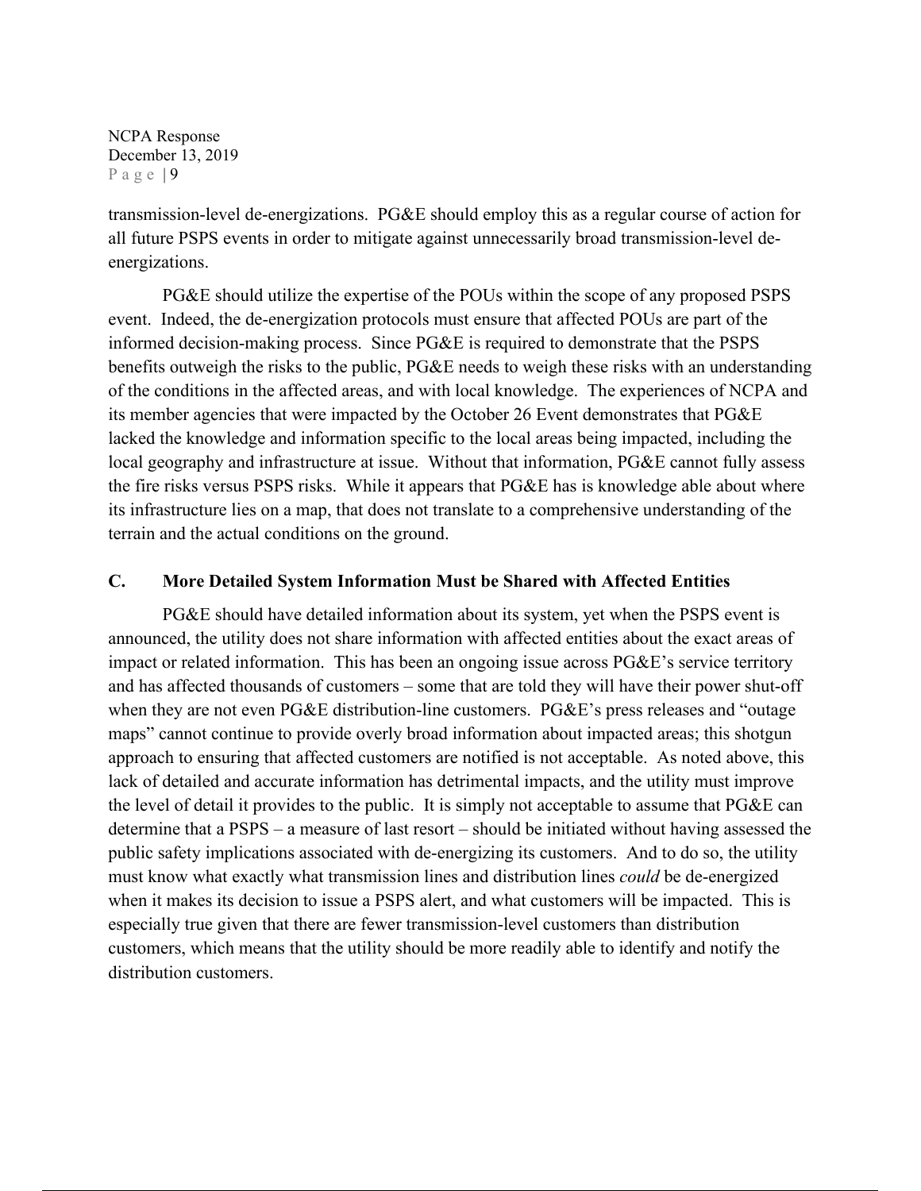transmission-level de-energizations. PG&E should employ this as a regular course of action for all future PSPS events in order to mitigate against unnecessarily broad transmission-level de-energizations.

PG&E should utilize the expertise of the POUs within the scope of any proposed PSPS event. Indeed, the de-energization protocols must ensure that affected POUs are part of the informed decision-making process. Since PG&E is required to demonstrate that the PSPS benefits outweigh the risks to the public, PG&E needs to weigh these risks with an understanding of the conditions in the affected areas, and with local knowledge. The experiences of NCPA and its member agencies that were impacted by the October 26 Event demonstrates that PG&E lacked the knowledge and information specific to the local areas being impacted, including the local geography and infrastructure at issue. Without that information, PG&E cannot fully assess the fire risks versus PSPS risks. While it appears that PG&E has is knowledge able about where its infrastructure lies on a map, that does not translate to a comprehensive understanding of the terrain and the actual conditions on the ground.

### C. More Detailed System Information Must be Shared with Affected Entities

PG&E should have detailed information about its system, yet when the PSPS event is announced, the utility does not share information with affected entities about the exact areas of impact or related information. This has been an ongoing issue across PG&E's service territory and has affected thousands of customers – some that are told they will have their power shut-off when they are not even PG&E distribution-line customers. PG&E's press releases and "outage maps" cannot continue to provide overly broad information about impacted areas; this shotgun approach to ensuring that affected customers are notified is not acceptable. As noted above, this lack of detailed and accurate information has detrimental impacts, and the utility must improve the level of detail it provides to the public. It is simply not acceptable to assume that PG&E can determine that a PSPS – a measure of last resort – should be initiated without having assessed the public safety implications associated with de-energizing its customers. And to do so, the utility must know what exactly what transmission lines and distribution lines *could* be de-energized when it makes its decision to issue a PSPS alert, and what customers will be impacted. This is especially true given that there are fewer transmission-level customers than distribution customers, which means that the utility should be more readily able to identify and notify the distribution customers.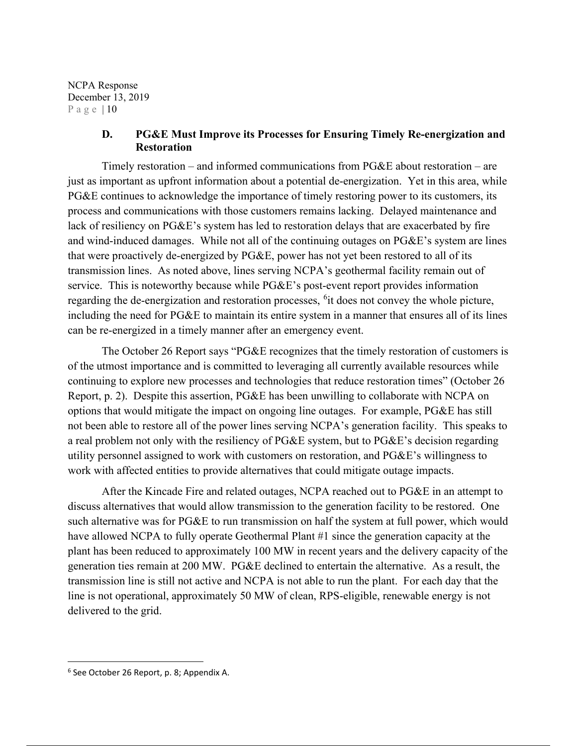### D. PG&E Must Improve its Processes for Ensuring Timely Re-energization and Restoration

Timely restoration – and informed communications from PG&E about restoration – are just as important as upfront information about a potential de-energization. Yet in this area, while PG&E continues to acknowledge the importance of timely restoring power to its customers, its process and communications with those customers remains lacking. Delayed maintenance and lack of resiliency on PG&E's system has led to restoration delays that are exacerbated by fire and wind-induced damages. While not all of the continuing outages on PG&E's system are lines that were proactively de-energized by PG&E, power has not yet been restored to all of its transmission lines. As noted above, lines serving NCPA's geothermal facility remain out of service. This is noteworthy because while PG&E's post-event report provides information regarding the de-energization and restoration processes, [6]it does not convey the whole picture, including the need for PG&E to maintain its entire system in a manner that ensures all of its lines can be re-energized in a timely manner after an emergency event.

The October 26 Report says "PG&E recognizes that the timely restoration of customers is of the utmost importance and is committed to leveraging all currently available resources while continuing to explore new processes and technologies that reduce restoration times" (October 26 Report, p. 2). Despite this assertion, PG&E has been unwilling to collaborate with NCPA on options that would mitigate the impact on ongoing line outages. For example, PG&E has still not been able to restore all of the power lines serving NCPA's generation facility. This speaks to a real problem not only with the resiliency of PG&E system, but to PG&E's decision regarding utility personnel assigned to work with customers on restoration, and PG&E's willingness to work with affected entities to provide alternatives that could mitigate outage impacts.

After the Kincade Fire and related outages, NCPA reached out to PG&E in an attempt to discuss alternatives that would allow transmission to the generation facility to be restored. One such alternative was for PG&E to run transmission on half the system at full power, which would have allowed NCPA to fully operate Geothermal Plant #1 since the generation capacity at the plant has been reduced to approximately 100 MW in recent years and the delivery capacity of the generation ties remain at 200 MW. PG&E declined to entertain the alternative. As a result, the transmission line is still not active and NCPA is not able to run the plant. For each day that the line is not operational, approximately 50 MW of clean, RPS-eligible, renewable energy is not delivered to the grid.

---

[6] See October 26 Report, p. 8; Appendix A.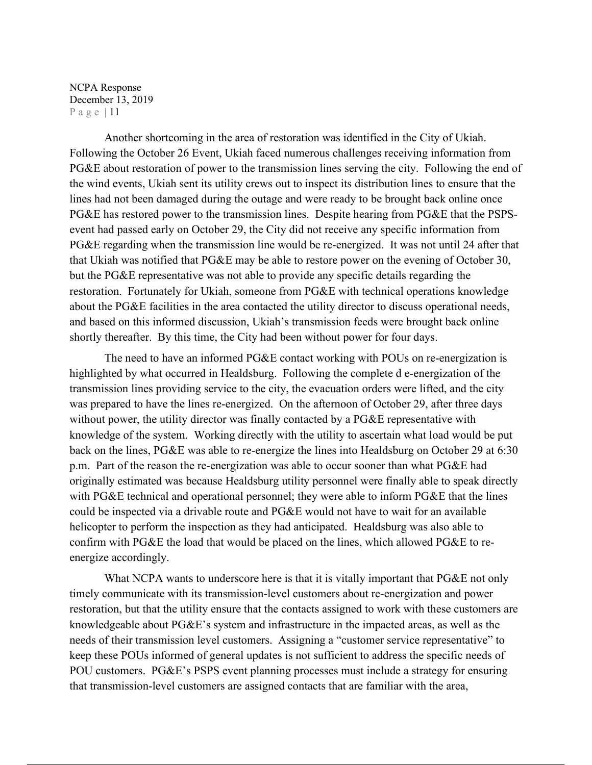Another shortcoming in the area of restoration was identified in the City of Ukiah. Following the October 26 Event, Ukiah faced numerous challenges receiving information from PG&E about restoration of power to the transmission lines serving the city. Following the end of the wind events, Ukiah sent its utility crews out to inspect its distribution lines to ensure that the lines had not been damaged during the outage and were ready to be brought back online once PG&E has restored power to the transmission lines. Despite hearing from PG&E that the PSPS-event had passed early on October 29, the City did not receive any specific information from PG&E regarding when the transmission line would be re-energized. It was not until 24 after that that Ukiah was notified that PG&E may be able to restore power on the evening of October 30, but the PG&E representative was not able to provide any specific details regarding the restoration. Fortunately for Ukiah, someone from PG&E with technical operations knowledge about the PG&E facilities in the area contacted the utility director to discuss operational needs, and based on this informed discussion, Ukiah's transmission feeds were brought back online shortly thereafter. By this time, the City had been without power for four days.

The need to have an informed PG&E contact working with POUs on re-energization is highlighted by what occurred in Healdsburg. Following the complete d e-energization of the transmission lines providing service to the city, the evacuation orders were lifted, and the city was prepared to have the lines re-energized. On the afternoon of October 29, after three days without power, the utility director was finally contacted by a PG&E representative with knowledge of the system. Working directly with the utility to ascertain what load would be put back on the lines, PG&E was able to re-energize the lines into Healdsburg on October 29 at 6:30 p.m. Part of the reason the re-energization was able to occur sooner than what PG&E had originally estimated was because Healdsburg utility personnel were finally able to speak directly with PG&E technical and operational personnel; they were able to inform PG&E that the lines could be inspected via a drivable route and PG&E would not have to wait for an available helicopter to perform the inspection as they had anticipated. Healdsburg was also able to confirm with PG&E the load that would be placed on the lines, which allowed PG&E to re-energize accordingly.

What NCPA wants to underscore here is that it is vitally important that PG&E not only timely communicate with its transmission-level customers about re-energization and power restoration, but that the utility ensure that the contacts assigned to work with these customers are knowledgeable about PG&E's system and infrastructure in the impacted areas, as well as the needs of their transmission level customers. Assigning a "customer service representative" to keep these POUs informed of general updates is not sufficient to address the specific needs of POU customers. PG&E's PSPS event planning processes must include a strategy for ensuring that transmission-level customers are assigned contacts that are familiar with the area,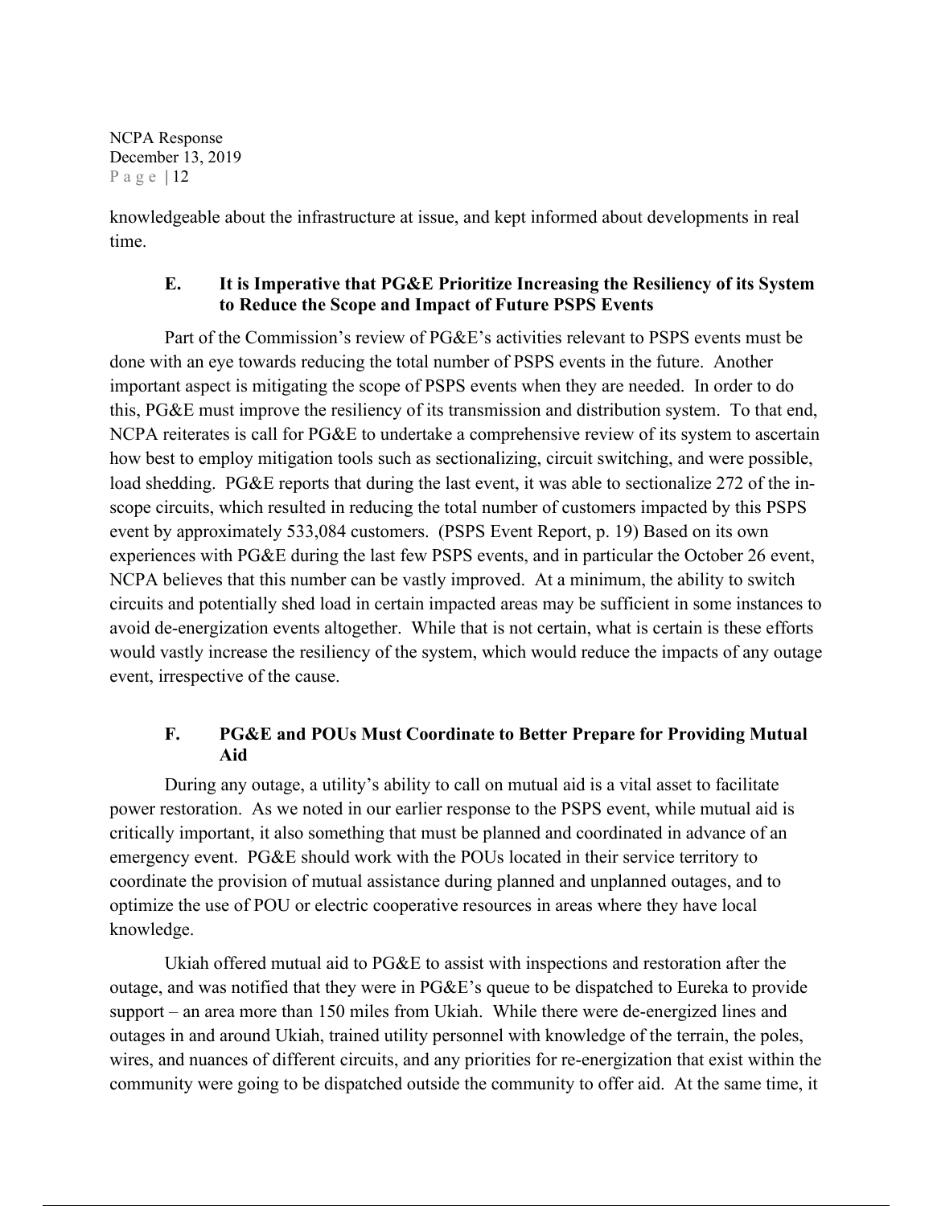knowledgeable about the infrastructure at issue, and kept informed about developments in real time.

### E. It is Imperative that PG&E Prioritize Increasing the Resiliency of its System to Reduce the Scope and Impact of Future PSPS Events

Part of the Commission's review of PG&E's activities relevant to PSPS events must be done with an eye towards reducing the total number of PSPS events in the future. Another important aspect is mitigating the scope of PSPS events when they are needed. In order to do this, PG&E must improve the resiliency of its transmission and distribution system. To that end, NCPA reiterates is call for PG&E to undertake a comprehensive review of its system to ascertain how best to employ mitigation tools such as sectionalizing, circuit switching, and were possible, load shedding. PG&E reports that during the last event, it was able to sectionalize 272 of the in-scope circuits, which resulted in reducing the total number of customers impacted by this PSPS event by approximately 533,084 customers. (PSPS Event Report, p. 19) Based on its own experiences with PG&E during the last few PSPS events, and in particular the October 26 event, NCPA believes that this number can be vastly improved. At a minimum, the ability to switch circuits and potentially shed load in certain impacted areas may be sufficient in some instances to avoid de-energization events altogether. While that is not certain, what is certain is these efforts would vastly increase the resiliency of the system, which would reduce the impacts of any outage event, irrespective of the cause.

### F. PG&E and POUs Must Coordinate to Better Prepare for Providing Mutual Aid

During any outage, a utility's ability to call on mutual aid is a vital asset to facilitate power restoration. As we noted in our earlier response to the PSPS event, while mutual aid is critically important, it also something that must be planned and coordinated in advance of an emergency event. PG&E should work with the POUs located in their service territory to coordinate the provision of mutual assistance during planned and unplanned outages, and to optimize the use of POU or electric cooperative resources in areas where they have local knowledge.

Ukiah offered mutual aid to PG&E to assist with inspections and restoration after the outage, and was notified that they were in PG&E's queue to be dispatched to Eureka to provide support – an area more than 150 miles from Ukiah. While there were de-energized lines and outages in and around Ukiah, trained utility personnel with knowledge of the terrain, the poles, wires, and nuances of different circuits, and any priorities for re-energization that exist within the community were going to be dispatched outside the community to offer aid. At the same time, it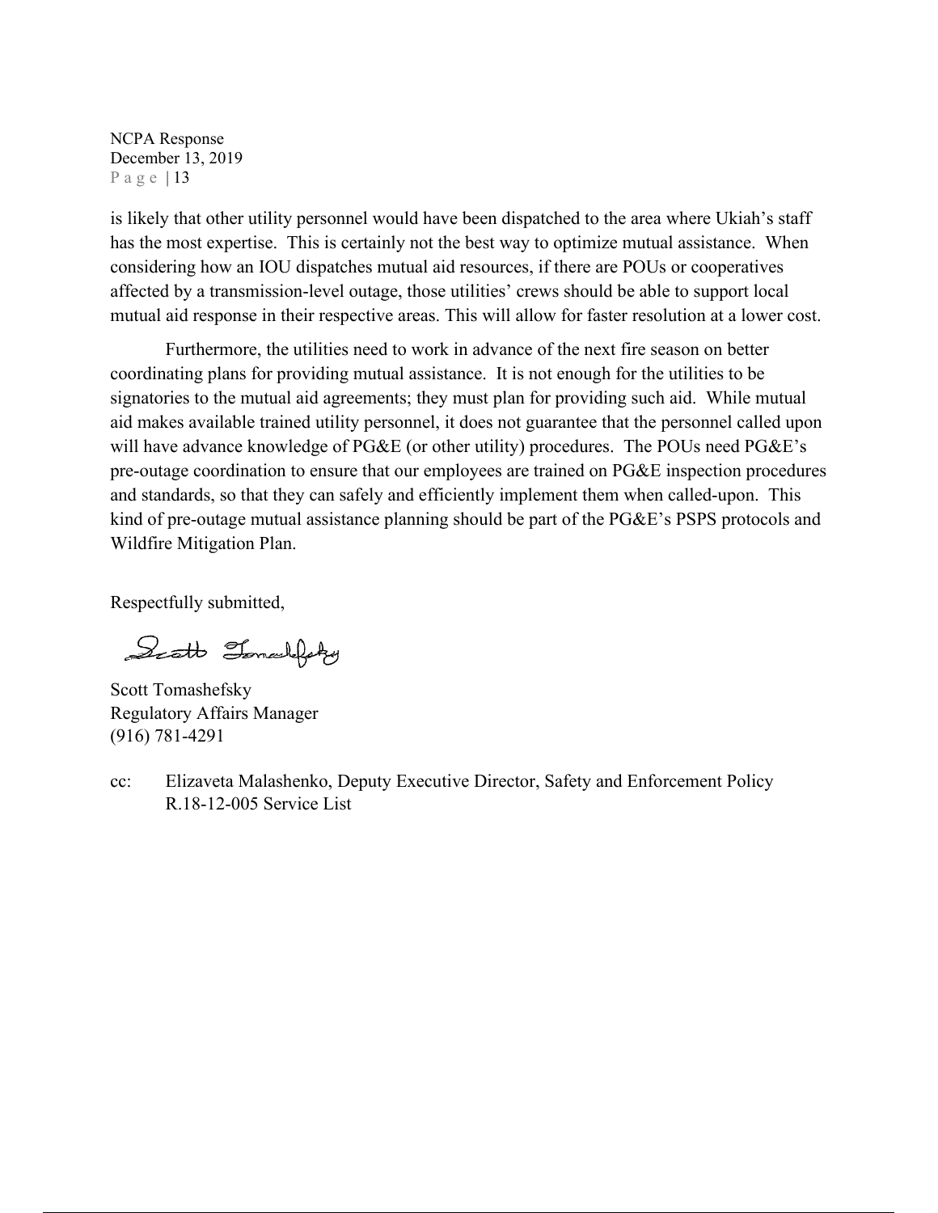is likely that other utility personnel would have been dispatched to the area where Ukiah's staff has the most expertise. This is certainly not the best way to optimize mutual assistance. When considering how an IOU dispatches mutual aid resources, if there are POUs or cooperatives affected by a transmission-level outage, those utilities' crews should be able to support local mutual aid response in their respective areas. This will allow for faster resolution at a lower cost.

Furthermore, the utilities need to work in advance of the next fire season on better coordinating plans for providing mutual assistance. It is not enough for the utilities to be signatories to the mutual aid agreements; they must plan for providing such aid. While mutual aid makes available trained utility personnel, it does not guarantee that the personnel called upon will have advance knowledge of PG&E (or other utility) procedures. The POUs need PG&E's pre-outage coordination to ensure that our employees are trained on PG&E inspection procedures and standards, so that they can safely and efficiently implement them when called-upon. This kind of pre-outage mutual assistance planning should be part of the PG&E's PSPS protocols and Wildfire Mitigation Plan.

Respectfully submitted,

Scott Tomashefsky
Regulatory Affairs Manager
(916) 781-4291

cc: Elizaveta Malashenko, Deputy Executive Director, Safety and Enforcement Policy
R.18-12-005 Service List